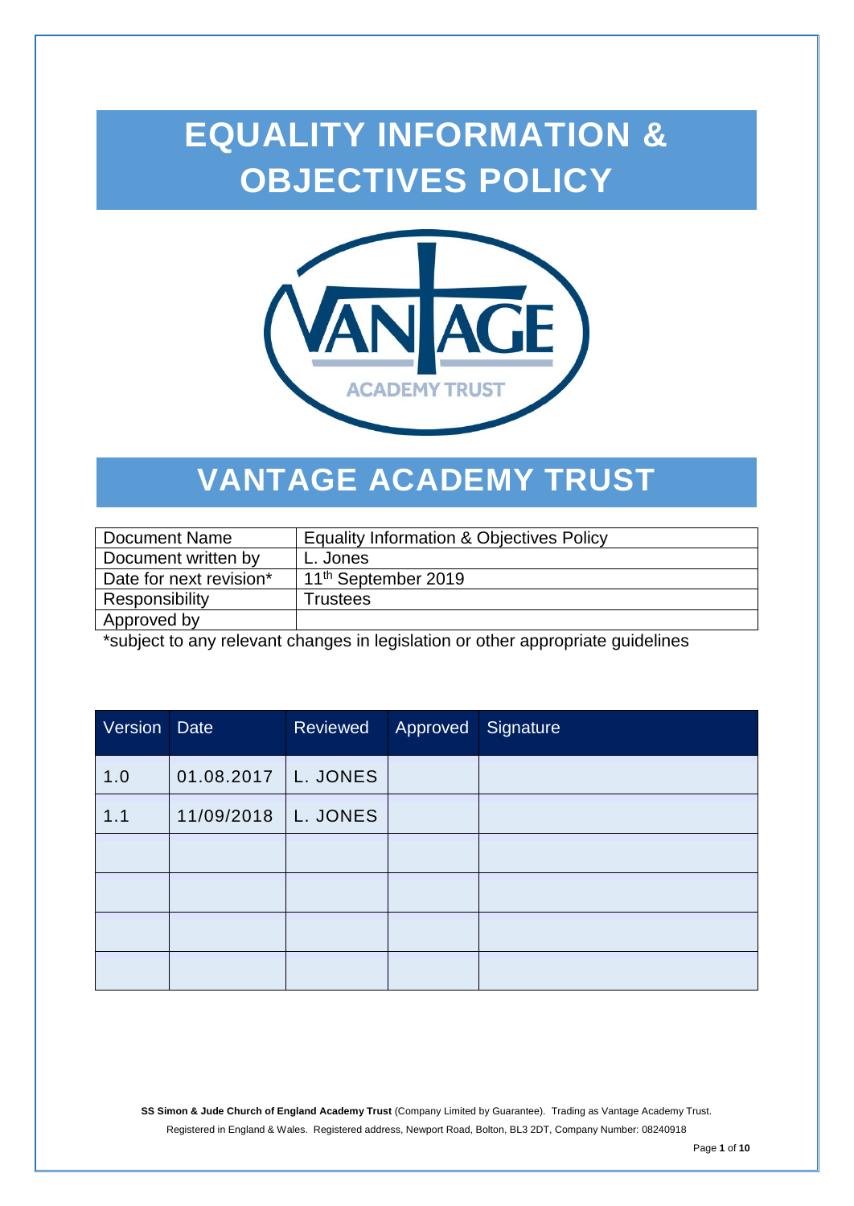# EQUALITY INFORMATION & OBJECTIVES POLICY

# VANTAGE ACADEMY TRUST

| Document Name | Equality Information & Objectives Policy |
|---|---|
| Document written by | L. Jones |
| Date for next revision* | 11th September 2019 |
| Responsibility | Trustees |
| Approved by | |

*subject to any relevant changes in legislation or other appropriate guidelines

| Version | Date | Reviewed | Approved | Signature |
|---|---|---|---|---|
| 1.0 | 01.08.2017 | L. JONES | | |
| 1.1 | 11/09/2018 | L. JONES | | |
| | | | | |
| | | | | |
| | | | | |
| | | | | |

**SS Simon & Jude Church of England Academy Trust** (Company Limited by Guarantee). Trading as Vantage Academy Trust.
Registered in England & Wales. Registered address, Newport Road, Bolton, BL3 2DT, Company Number: 08240918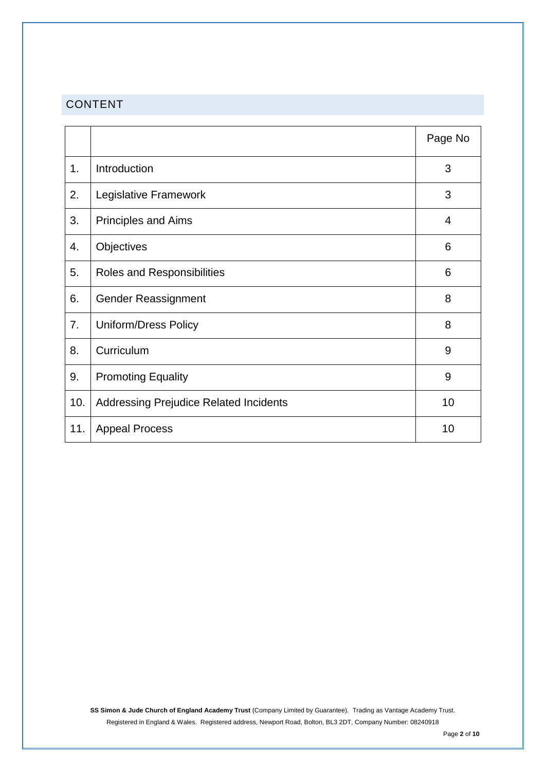## CONTENT

| | | Page No |
|---|---|---|
| 1. | Introduction | 3 |
| 2. | Legislative Framework | 3 |
| 3. | Principles and Aims | 4 |
| 4. | Objectives | 6 |
| 5. | Roles and Responsibilities | 6 |
| 6. | Gender Reassignment | 8 |
| 7. | Uniform/Dress Policy | 8 |
| 8. | Curriculum | 9 |
| 9. | Promoting Equality | 9 |
| 10. | Addressing Prejudice Related Incidents | 10 |
| 11. | Appeal Process | 10 |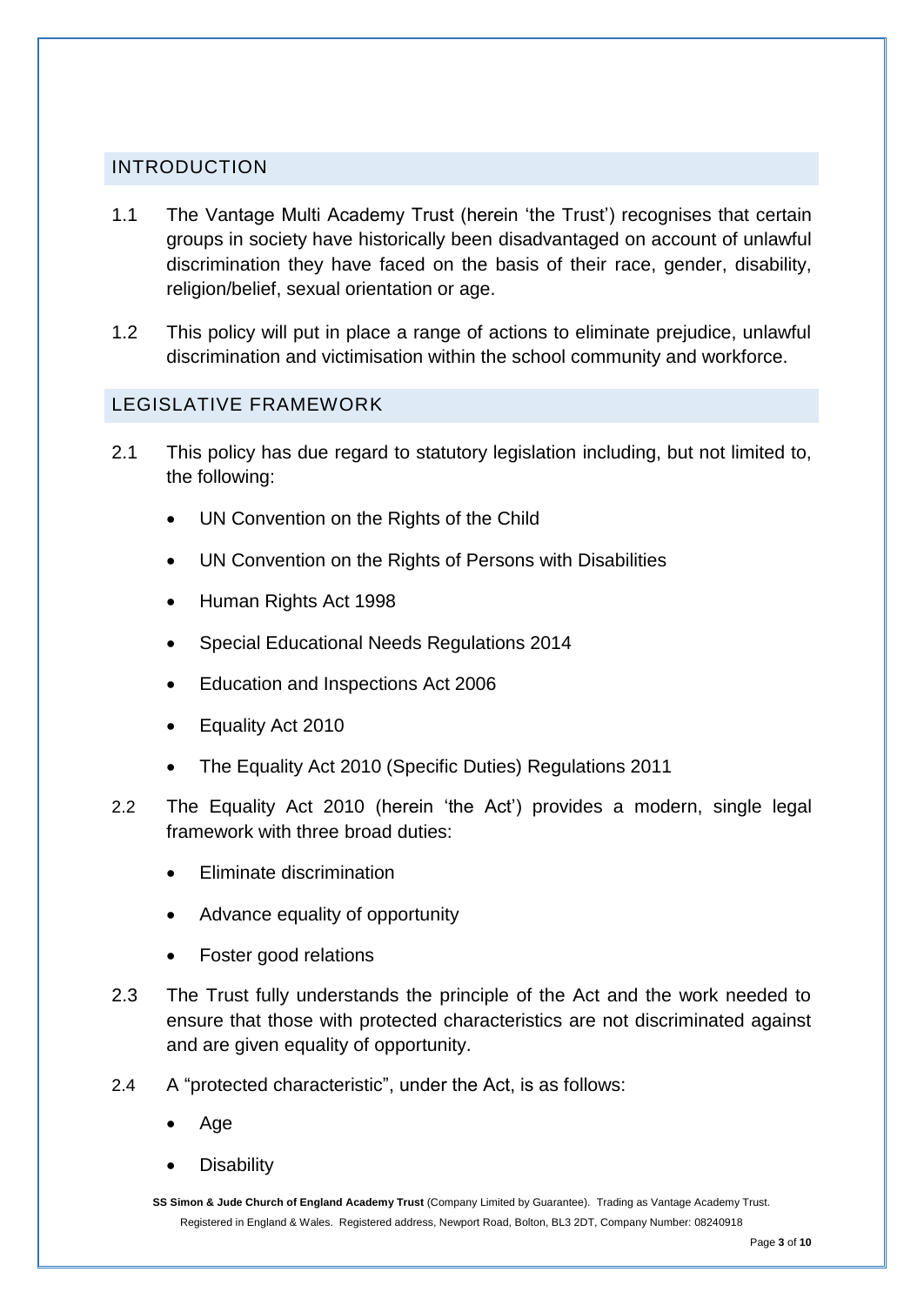## INTRODUCTION

1.1 The Vantage Multi Academy Trust (herein 'the Trust') recognises that certain groups in society have historically been disadvantaged on account of unlawful discrimination they have faced on the basis of their race, gender, disability, religion/belief, sexual orientation or age.

1.2 This policy will put in place a range of actions to eliminate prejudice, unlawful discrimination and victimisation within the school community and workforce.

## LEGISLATIVE FRAMEWORK

2.1 This policy has due regard to statutory legislation including, but not limited to, the following:

- UN Convention on the Rights of the Child
- UN Convention on the Rights of Persons with Disabilities
- Human Rights Act 1998
- Special Educational Needs Regulations 2014
- Education and Inspections Act 2006
- Equality Act 2010
- The Equality Act 2010 (Specific Duties) Regulations 2011

2.2 The Equality Act 2010 (herein 'the Act') provides a modern, single legal framework with three broad duties:

- Eliminate discrimination
- Advance equality of opportunity
- Foster good relations

2.3 The Trust fully understands the principle of the Act and the work needed to ensure that those with protected characteristics are not discriminated against and are given equality of opportunity.

2.4 A "protected characteristic", under the Act, is as follows:

- Age
- Disability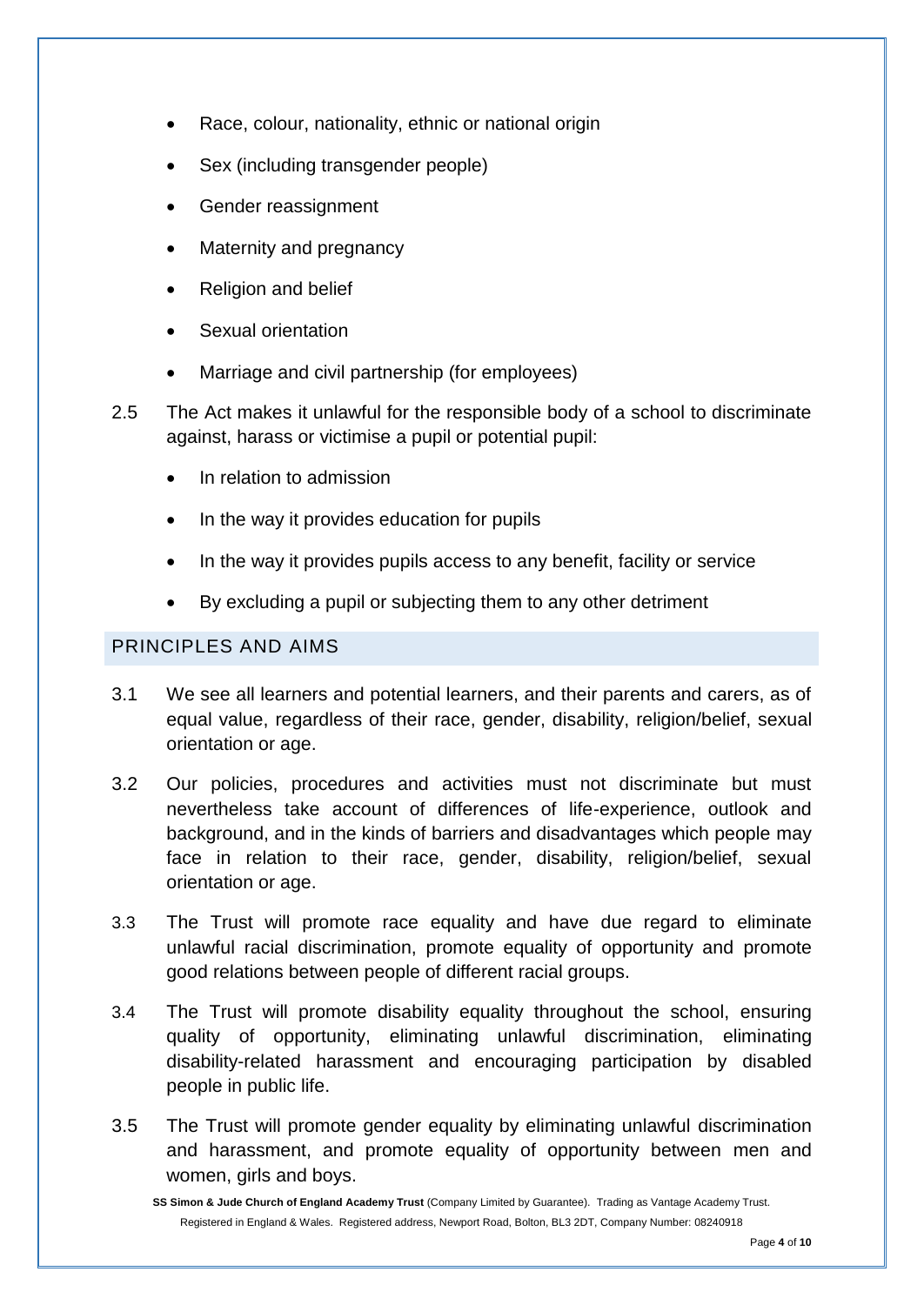- Race, colour, nationality, ethnic or national origin
- Sex (including transgender people)
- Gender reassignment
- Maternity and pregnancy
- Religion and belief
- Sexual orientation
- Marriage and civil partnership (for employees)

2.5 The Act makes it unlawful for the responsible body of a school to discriminate against, harass or victimise a pupil or potential pupil:

- In relation to admission
- In the way it provides education for pupils
- In the way it provides pupils access to any benefit, facility or service
- By excluding a pupil or subjecting them to any other detriment

## PRINCIPLES AND AIMS

3.1 We see all learners and potential learners, and their parents and carers, as of equal value, regardless of their race, gender, disability, religion/belief, sexual orientation or age.

3.2 Our policies, procedures and activities must not discriminate but must nevertheless take account of differences of life-experience, outlook and background, and in the kinds of barriers and disadvantages which people may face in relation to their race, gender, disability, religion/belief, sexual orientation or age.

3.3 The Trust will promote race equality and have due regard to eliminate unlawful racial discrimination, promote equality of opportunity and promote good relations between people of different racial groups.

3.4 The Trust will promote disability equality throughout the school, ensuring quality of opportunity, eliminating unlawful discrimination, eliminating disability-related harassment and encouraging participation by disabled people in public life.

3.5 The Trust will promote gender equality by eliminating unlawful discrimination and harassment, and promote equality of opportunity between men and women, girls and boys.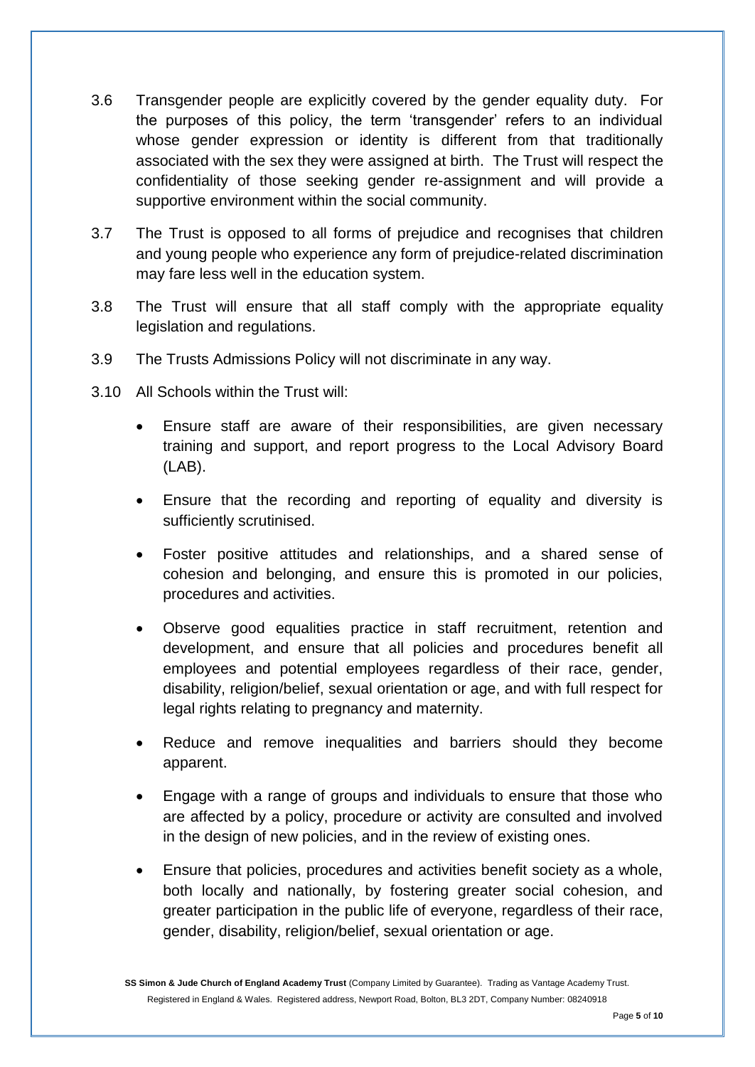3.6 Transgender people are explicitly covered by the gender equality duty. For the purposes of this policy, the term 'transgender' refers to an individual whose gender expression or identity is different from that traditionally associated with the sex they were assigned at birth. The Trust will respect the confidentiality of those seeking gender re-assignment and will provide a supportive environment within the social community.

3.7 The Trust is opposed to all forms of prejudice and recognises that children and young people who experience any form of prejudice-related discrimination may fare less well in the education system.

3.8 The Trust will ensure that all staff comply with the appropriate equality legislation and regulations.

3.9 The Trusts Admissions Policy will not discriminate in any way.

3.10 All Schools within the Trust will:

- Ensure staff are aware of their responsibilities, are given necessary training and support, and report progress to the Local Advisory Board (LAB).
- Ensure that the recording and reporting of equality and diversity is sufficiently scrutinised.
- Foster positive attitudes and relationships, and a shared sense of cohesion and belonging, and ensure this is promoted in our policies, procedures and activities.
- Observe good equalities practice in staff recruitment, retention and development, and ensure that all policies and procedures benefit all employees and potential employees regardless of their race, gender, disability, religion/belief, sexual orientation or age, and with full respect for legal rights relating to pregnancy and maternity.
- Reduce and remove inequalities and barriers should they become apparent.
- Engage with a range of groups and individuals to ensure that those who are affected by a policy, procedure or activity are consulted and involved in the design of new policies, and in the review of existing ones.
- Ensure that policies, procedures and activities benefit society as a whole, both locally and nationally, by fostering greater social cohesion, and greater participation in the public life of everyone, regardless of their race, gender, disability, religion/belief, sexual orientation or age.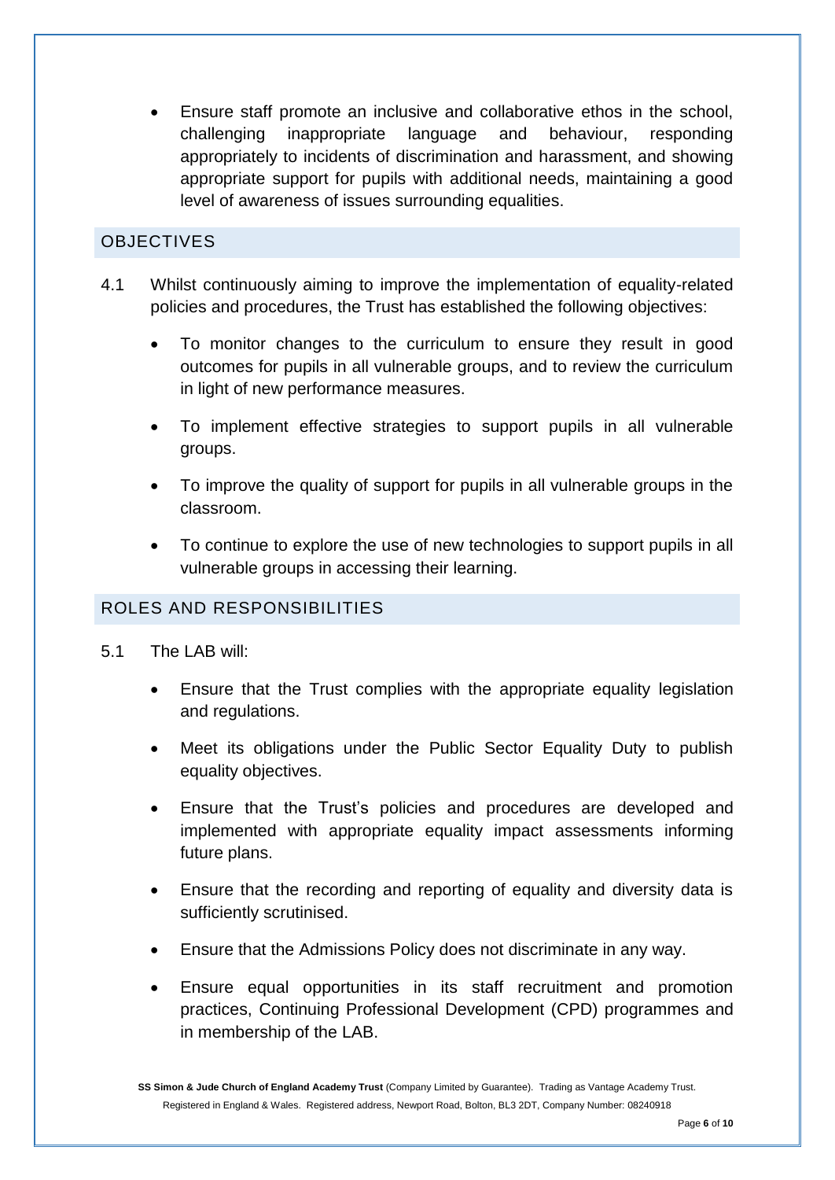- Ensure staff promote an inclusive and collaborative ethos in the school, challenging inappropriate language and behaviour, responding appropriately to incidents of discrimination and harassment, and showing appropriate support for pupils with additional needs, maintaining a good level of awareness of issues surrounding equalities.

## OBJECTIVES

4.1 Whilst continuously aiming to improve the implementation of equality-related policies and procedures, the Trust has established the following objectives:

- To monitor changes to the curriculum to ensure they result in good outcomes for pupils in all vulnerable groups, and to review the curriculum in light of new performance measures.
- To implement effective strategies to support pupils in all vulnerable groups.
- To improve the quality of support for pupils in all vulnerable groups in the classroom.
- To continue to explore the use of new technologies to support pupils in all vulnerable groups in accessing their learning.

## ROLES AND RESPONSIBILITIES

5.1 The LAB will:

- Ensure that the Trust complies with the appropriate equality legislation and regulations.
- Meet its obligations under the Public Sector Equality Duty to publish equality objectives.
- Ensure that the Trust's policies and procedures are developed and implemented with appropriate equality impact assessments informing future plans.
- Ensure that the recording and reporting of equality and diversity data is sufficiently scrutinised.
- Ensure that the Admissions Policy does not discriminate in any way.
- Ensure equal opportunities in its staff recruitment and promotion practices, Continuing Professional Development (CPD) programmes and in membership of the LAB.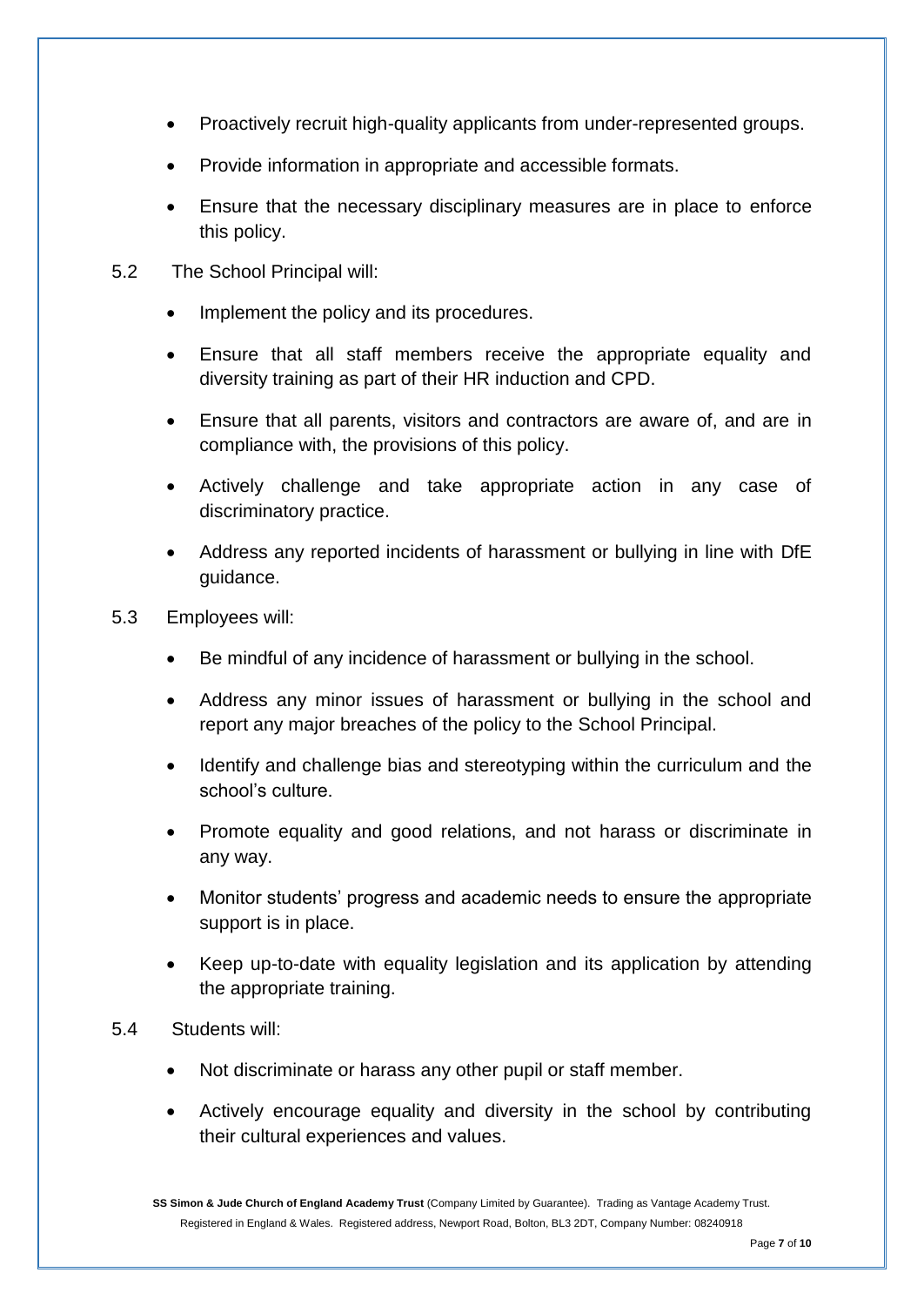- Proactively recruit high-quality applicants from under-represented groups.
- Provide information in appropriate and accessible formats.
- Ensure that the necessary disciplinary measures are in place to enforce this policy.

5.2 The School Principal will:

- Implement the policy and its procedures.
- Ensure that all staff members receive the appropriate equality and diversity training as part of their HR induction and CPD.
- Ensure that all parents, visitors and contractors are aware of, and are in compliance with, the provisions of this policy.
- Actively challenge and take appropriate action in any case of discriminatory practice.
- Address any reported incidents of harassment or bullying in line with DfE guidance.

5.3 Employees will:

- Be mindful of any incidence of harassment or bullying in the school.
- Address any minor issues of harassment or bullying in the school and report any major breaches of the policy to the School Principal.
- Identify and challenge bias and stereotyping within the curriculum and the school's culture.
- Promote equality and good relations, and not harass or discriminate in any way.
- Monitor students' progress and academic needs to ensure the appropriate support is in place.
- Keep up-to-date with equality legislation and its application by attending the appropriate training.

5.4 Students will:

- Not discriminate or harass any other pupil or staff member.
- Actively encourage equality and diversity in the school by contributing their cultural experiences and values.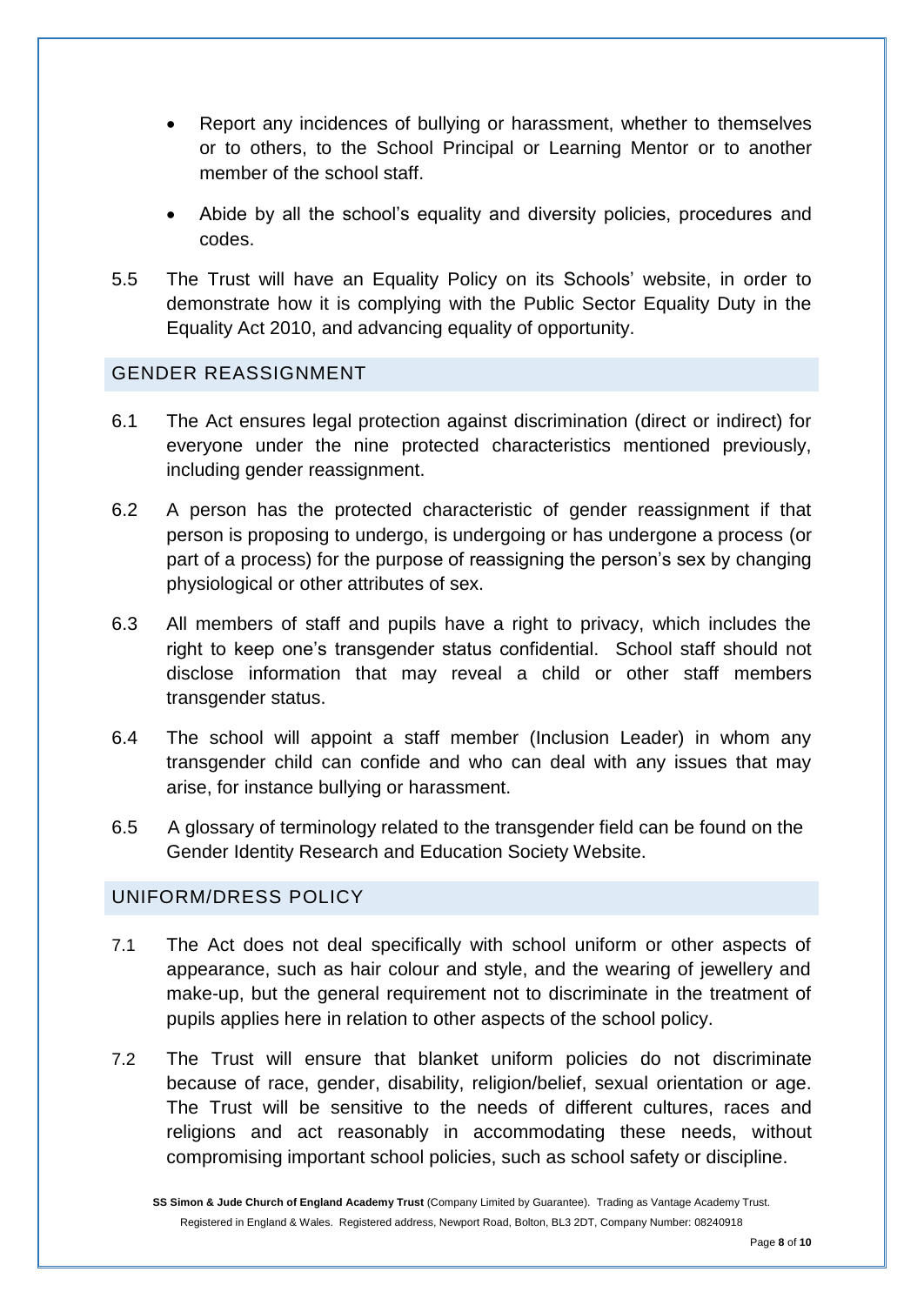- Report any incidences of bullying or harassment, whether to themselves or to others, to the School Principal or Learning Mentor or to another member of the school staff.
- Abide by all the school's equality and diversity policies, procedures and codes.

5.5 The Trust will have an Equality Policy on its Schools' website, in order to demonstrate how it is complying with the Public Sector Equality Duty in the Equality Act 2010, and advancing equality of opportunity.

## GENDER REASSIGNMENT

6.1 The Act ensures legal protection against discrimination (direct or indirect) for everyone under the nine protected characteristics mentioned previously, including gender reassignment.

6.2 A person has the protected characteristic of gender reassignment if that person is proposing to undergo, is undergoing or has undergone a process (or part of a process) for the purpose of reassigning the person's sex by changing physiological or other attributes of sex.

6.3 All members of staff and pupils have a right to privacy, which includes the right to keep one's transgender status confidential. School staff should not disclose information that may reveal a child or other staff members transgender status.

6.4 The school will appoint a staff member (Inclusion Leader) in whom any transgender child can confide and who can deal with any issues that may arise, for instance bullying or harassment.

6.5 A glossary of terminology related to the transgender field can be found on the Gender Identity Research and Education Society Website.

## UNIFORM/DRESS POLICY

7.1 The Act does not deal specifically with school uniform or other aspects of appearance, such as hair colour and style, and the wearing of jewellery and make-up, but the general requirement not to discriminate in the treatment of pupils applies here in relation to other aspects of the school policy.

7.2 The Trust will ensure that blanket uniform policies do not discriminate because of race, gender, disability, religion/belief, sexual orientation or age. The Trust will be sensitive to the needs of different cultures, races and religions and act reasonably in accommodating these needs, without compromising important school policies, such as school safety or discipline.

**SS Simon & Jude Church of England Academy Trust** (Company Limited by Guarantee). Trading as Vantage Academy Trust. Registered in England & Wales. Registered address, Newport Road, Bolton, BL3 2DT, Company Number: 08240918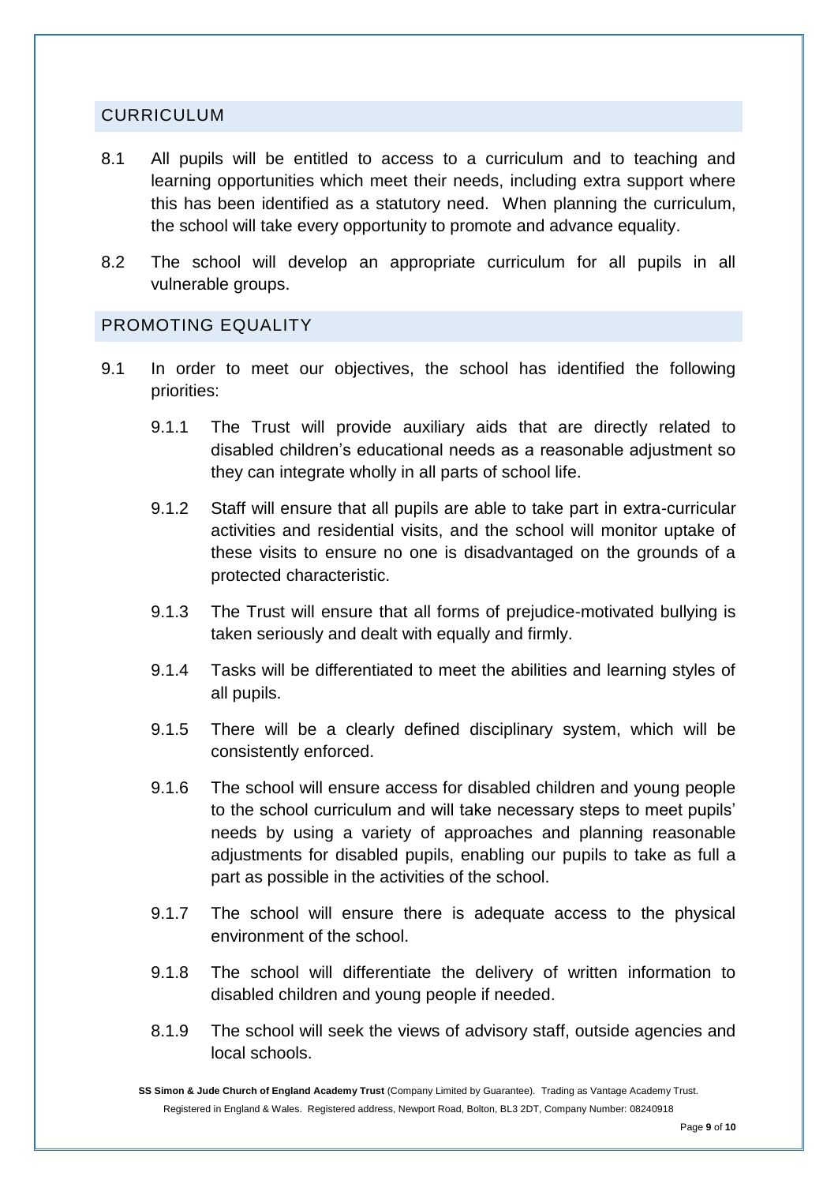## CURRICULUM

8.1 All pupils will be entitled to access to a curriculum and to teaching and learning opportunities which meet their needs, including extra support where this has been identified as a statutory need. When planning the curriculum, the school will take every opportunity to promote and advance equality.

8.2 The school will develop an appropriate curriculum for all pupils in all vulnerable groups.

## PROMOTING EQUALITY

9.1 In order to meet our objectives, the school has identified the following priorities:

9.1.1 The Trust will provide auxiliary aids that are directly related to disabled children's educational needs as a reasonable adjustment so they can integrate wholly in all parts of school life.

9.1.2 Staff will ensure that all pupils are able to take part in extra-curricular activities and residential visits, and the school will monitor uptake of these visits to ensure no one is disadvantaged on the grounds of a protected characteristic.

9.1.3 The Trust will ensure that all forms of prejudice-motivated bullying is taken seriously and dealt with equally and firmly.

9.1.4 Tasks will be differentiated to meet the abilities and learning styles of all pupils.

9.1.5 There will be a clearly defined disciplinary system, which will be consistently enforced.

9.1.6 The school will ensure access for disabled children and young people to the school curriculum and will take necessary steps to meet pupils' needs by using a variety of approaches and planning reasonable adjustments for disabled pupils, enabling our pupils to take as full a part as possible in the activities of the school.

9.1.7 The school will ensure there is adequate access to the physical environment of the school.

9.1.8 The school will differentiate the delivery of written information to disabled children and young people if needed.

8.1.9 The school will seek the views of advisory staff, outside agencies and local schools.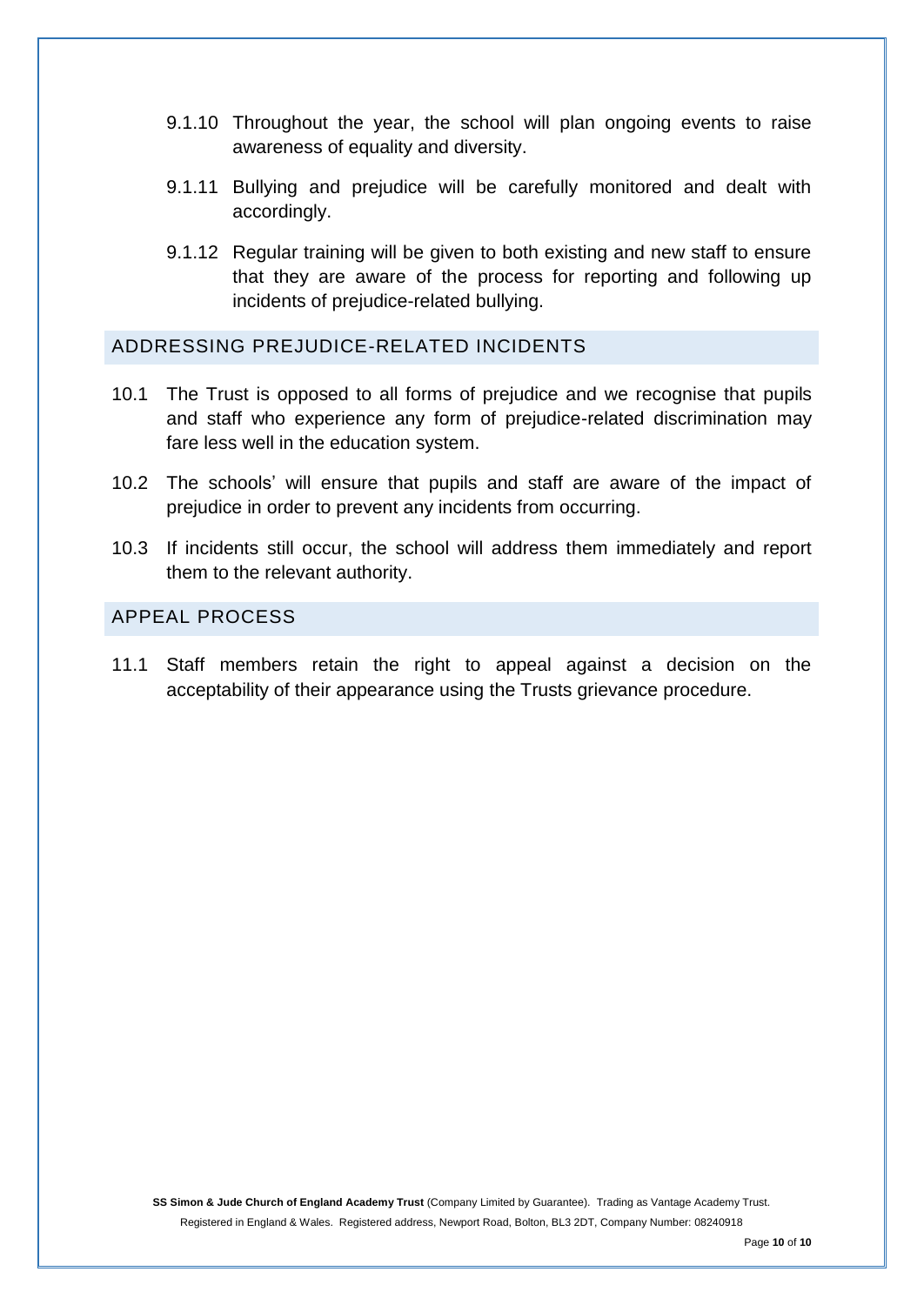9.1.10 Throughout the year, the school will plan ongoing events to raise awareness of equality and diversity.

9.1.11 Bullying and prejudice will be carefully monitored and dealt with accordingly.

9.1.12 Regular training will be given to both existing and new staff to ensure that they are aware of the process for reporting and following up incidents of prejudice-related bullying.

## ADDRESSING PREJUDICE-RELATED INCIDENTS

10.1 The Trust is opposed to all forms of prejudice and we recognise that pupils and staff who experience any form of prejudice-related discrimination may fare less well in the education system.

10.2 The schools' will ensure that pupils and staff are aware of the impact of prejudice in order to prevent any incidents from occurring.

10.3 If incidents still occur, the school will address them immediately and report them to the relevant authority.

## APPEAL PROCESS

11.1 Staff members retain the right to appeal against a decision on the acceptability of their appearance using the Trusts grievance procedure.